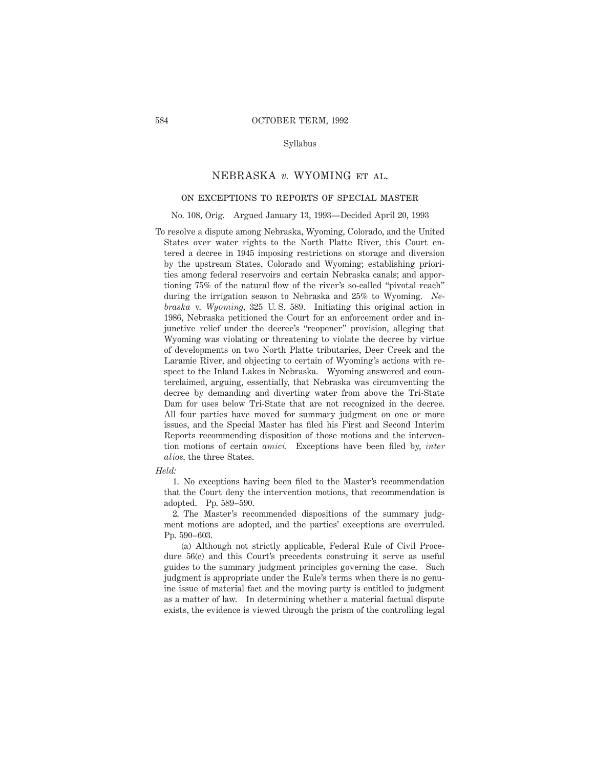Syllabus

# NEBRASKA *v.* WYOMING ET AL.

## ON EXCEPTIONS TO REPORTS OF SPECIAL MASTER

No. 108, Orig. Argued January 13, 1993—Decided April 20, 1993

To resolve a dispute among Nebraska, Wyoming, Colorado, and the United States over water rights to the North Platte River, this Court entered a decree in 1945 imposing restrictions on storage and diversion by the upstream States, Colorado and Wyoming; establishing priorities among federal reservoirs and certain Nebraska canals; and apportioning 75% of the natural flow of the river's so-called "pivotal reach" during the irrigation season to Nebraska and 25% to Wyoming. *Nebraska* v. *Wyoming,* 325 U. S. 589. Initiating this original action in 1986, Nebraska petitioned the Court for an enforcement order and injunctive relief under the decree's "reopener" provision, alleging that Wyoming was violating or threatening to violate the decree by virtue of developments on two North Platte tributaries, Deer Creek and the Laramie River, and objecting to certain of Wyoming's actions with respect to the Inland Lakes in Nebraska. Wyoming answered and counterclaimed, arguing, essentially, that Nebraska was circumventing the decree by demanding and diverting water from above the Tri-State Dam for uses below Tri-State that are not recognized in the decree. All four parties have moved for summary judgment on one or more issues, and the Special Master has filed his First and Second Interim Reports recommending disposition of those motions and the intervention motions of certain *amici.* Exceptions have been filed by, *inter alios,* the three States.

*Held:*

1. No exceptions having been filed to the Master's recommendation that the Court deny the intervention motions, that recommendation is adopted. Pp. 589–590.

2. The Master's recommended dispositions of the summary judgment motions are adopted, and the parties' exceptions are overruled. Pp. 590–603.

(a) Although not strictly applicable, Federal Rule of Civil Procedure 56(c) and this Court's precedents construing it serve as useful guides to the summary judgment principles governing the case. Such judgment is appropriate under the Rule's terms when there is no genuine issue of material fact and the moving party is entitled to judgment as a matter of law. In determining whether a material factual dispute exists, the evidence is viewed through the prism of the controlling legal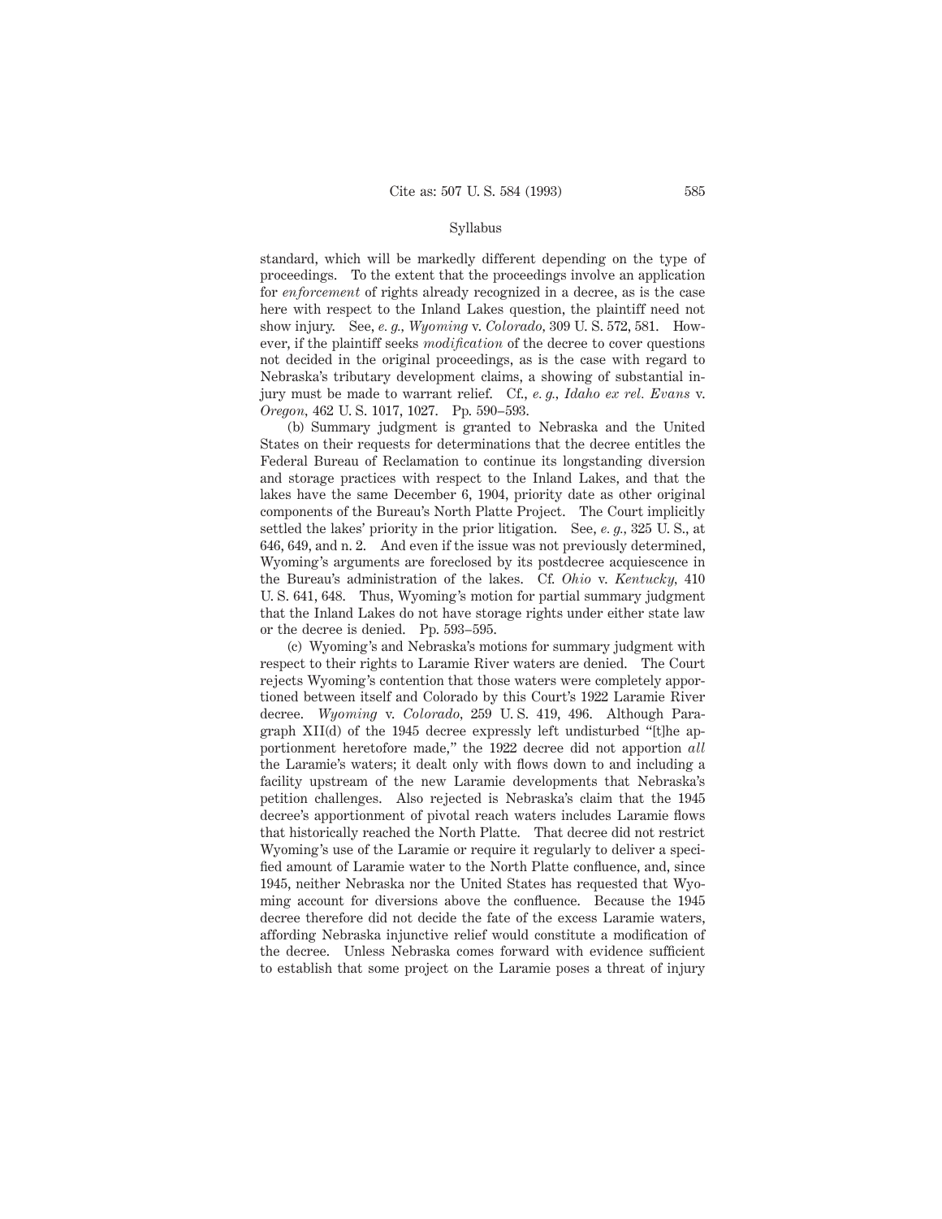Syllabus

standard, which will be markedly different depending on the type of proceedings. To the extent that the proceedings involve an application for *enforcement* of rights already recognized in a decree, as is the case here with respect to the Inland Lakes question, the plaintiff need not show injury. See, *e. g., Wyoming* v. *Colorado,* 309 U. S. 572, 581. However, if the plaintiff seeks *modification* of the decree to cover questions not decided in the original proceedings, as is the case with regard to Nebraska's tributary development claims, a showing of substantial injury must be made to warrant relief. Cf., *e. g., Idaho ex rel. Evans* v. *Oregon,* 462 U. S. 1017, 1027. Pp. 590–593.

(b) Summary judgment is granted to Nebraska and the United States on their requests for determinations that the decree entitles the Federal Bureau of Reclamation to continue its longstanding diversion and storage practices with respect to the Inland Lakes, and that the lakes have the same December 6, 1904, priority date as other original components of the Bureau's North Platte Project. The Court implicitly settled the lakes' priority in the prior litigation. See, *e. g.,* 325 U. S., at 646, 649, and n. 2. And even if the issue was not previously determined, Wyoming's arguments are foreclosed by its postdecree acquiescence in the Bureau's administration of the lakes. Cf. *Ohio* v. *Kentucky,* 410 U. S. 641, 648. Thus, Wyoming's motion for partial summary judgment that the Inland Lakes do not have storage rights under either state law or the decree is denied. Pp. 593–595.

(c) Wyoming's and Nebraska's motions for summary judgment with respect to their rights to Laramie River waters are denied. The Court rejects Wyoming's contention that those waters were completely apportioned between itself and Colorado by this Court's 1922 Laramie River decree. *Wyoming* v. *Colorado,* 259 U. S. 419, 496. Although Paragraph XII(d) of the 1945 decree expressly left undisturbed "[t]he apportionment heretofore made," the 1922 decree did not apportion *all* the Laramie's waters; it dealt only with flows down to and including a facility upstream of the new Laramie developments that Nebraska's petition challenges. Also rejected is Nebraska's claim that the 1945 decree's apportionment of pivotal reach waters includes Laramie flows that historically reached the North Platte. That decree did not restrict Wyoming's use of the Laramie or require it regularly to deliver a specified amount of Laramie water to the North Platte confluence, and, since 1945, neither Nebraska nor the United States has requested that Wyoming account for diversions above the confluence. Because the 1945 decree therefore did not decide the fate of the excess Laramie waters, affording Nebraska injunctive relief would constitute a modification of the decree. Unless Nebraska comes forward with evidence sufficient to establish that some project on the Laramie poses a threat of injury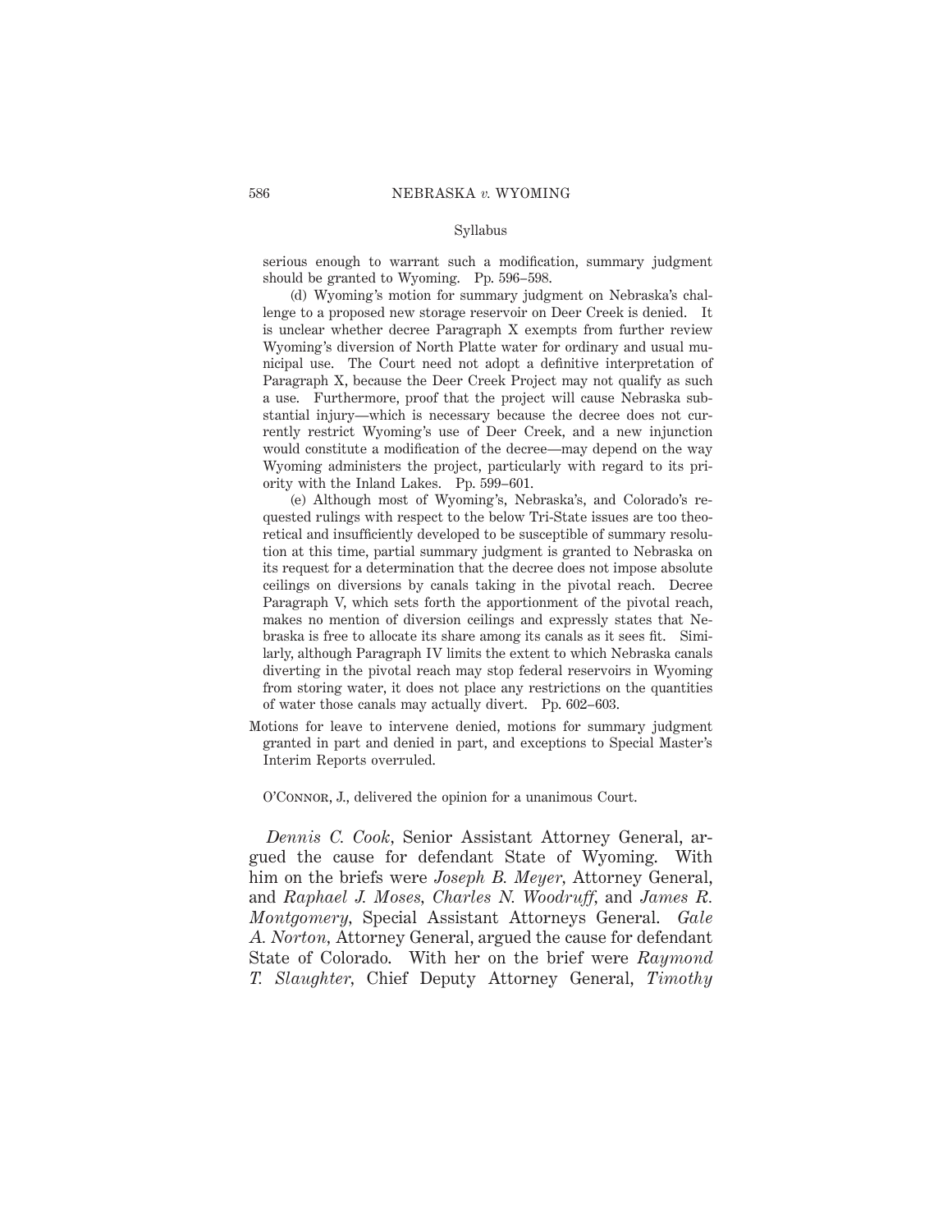serious enough to warrant such a modification, summary judgment should be granted to Wyoming. Pp. 596–598.

(d) Wyoming's motion for summary judgment on Nebraska's challenge to a proposed new storage reservoir on Deer Creek is denied. It is unclear whether decree Paragraph X exempts from further review Wyoming's diversion of North Platte water for ordinary and usual municipal use. The Court need not adopt a definitive interpretation of Paragraph X, because the Deer Creek Project may not qualify as such a use. Furthermore, proof that the project will cause Nebraska substantial injury—which is necessary because the decree does not currently restrict Wyoming's use of Deer Creek, and a new injunction would constitute a modification of the decree—may depend on the way Wyoming administers the project, particularly with regard to its priority with the Inland Lakes. Pp. 599–601.

(e) Although most of Wyoming's, Nebraska's, and Colorado's requested rulings with respect to the below Tri-State issues are too theoretical and insufficiently developed to be susceptible of summary resolution at this time, partial summary judgment is granted to Nebraska on its request for a determination that the decree does not impose absolute ceilings on diversions by canals taking in the pivotal reach. Decree Paragraph V, which sets forth the apportionment of the pivotal reach, makes no mention of diversion ceilings and expressly states that Nebraska is free to allocate its share among its canals as it sees fit. Similarly, although Paragraph IV limits the extent to which Nebraska canals diverting in the pivotal reach may stop federal reservoirs in Wyoming from storing water, it does not place any restrictions on the quantities of water those canals may actually divert. Pp. 602–603.

Motions for leave to intervene denied, motions for summary judgment granted in part and denied in part, and exceptions to Special Master's Interim Reports overruled.

O'Connor, J., delivered the opinion for a unanimous Court.

*Dennis C. Cook*, Senior Assistant Attorney General, argued the cause for defendant State of Wyoming. With him on the briefs were *Joseph B. Meyer*, Attorney General, and *Raphael J. Moses*, *Charles N. Woodruff*, and *James R. Montgomery*, Special Assistant Attorneys General. *Gale A. Norton*, Attorney General, argued the cause for defendant State of Colorado. With her on the brief were *Raymond T. Slaughter*, Chief Deputy Attorney General, *Timothy*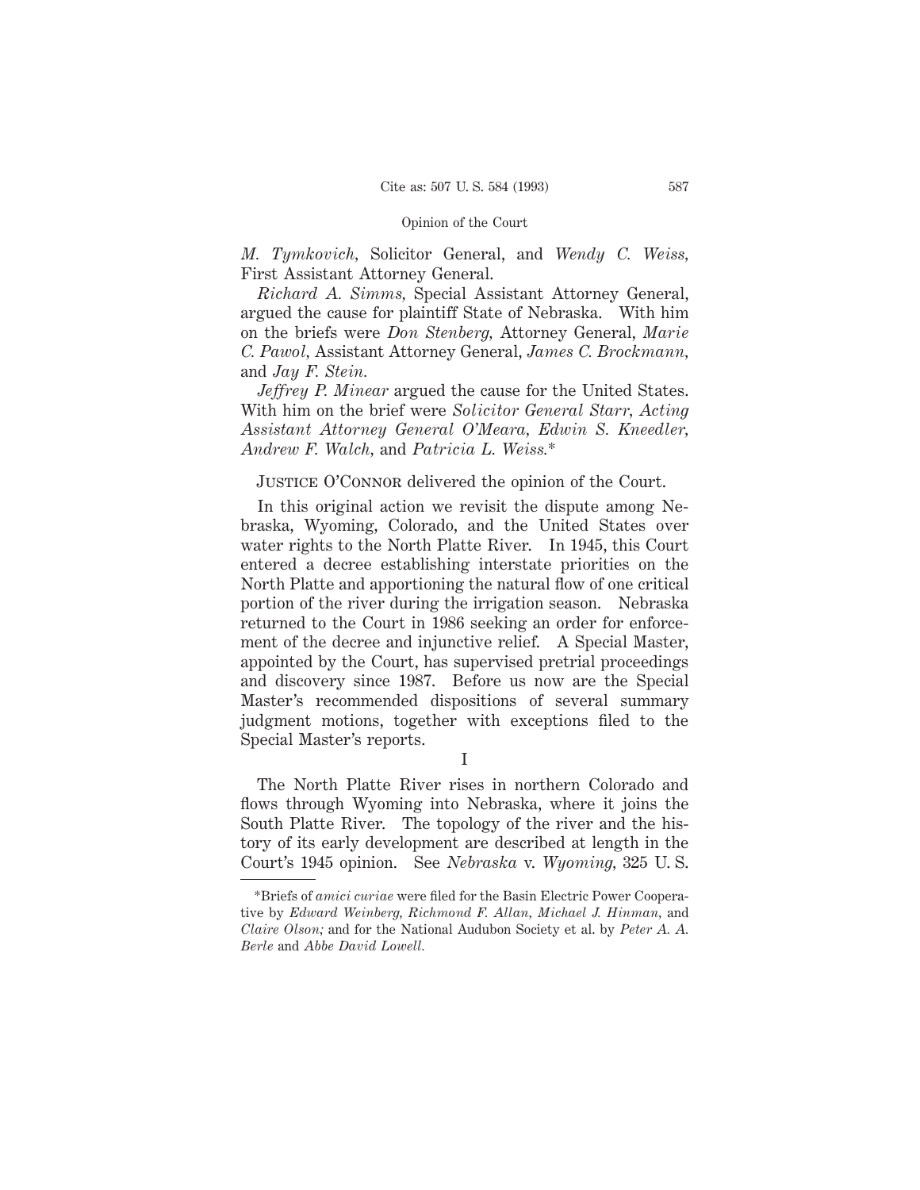*M. Tymkovich*, Solicitor General, and *Wendy C. Weiss*, First Assistant Attorney General.

*Richard A. Simms*, Special Assistant Attorney General, argued the cause for plaintiff State of Nebraska. With him on the briefs were *Don Stenberg*, Attorney General, *Marie C. Pawol*, Assistant Attorney General, *James C. Brockmann*, and *Jay F. Stein*.

*Jeffrey P. Minear* argued the cause for the United States. With him on the brief were *Solicitor General Starr*, *Acting Assistant Attorney General O'Meara*, *Edwin S. Kneedler*, *Andrew F. Walch*, and *Patricia L. Weiss*.*

JUSTICE O'CONNOR delivered the opinion of the Court.

In this original action we revisit the dispute among Nebraska, Wyoming, Colorado, and the United States over water rights to the North Platte River. In 1945, this Court entered a decree establishing interstate priorities on the North Platte and apportioning the natural flow of one critical portion of the river during the irrigation season. Nebraska returned to the Court in 1986 seeking an order for enforcement of the decree and injunctive relief. A Special Master, appointed by the Court, has supervised pretrial proceedings and discovery since 1987. Before us now are the Special Master's recommended dispositions of several summary judgment motions, together with exceptions filed to the Special Master's reports.

I

The North Platte River rises in northern Colorado and flows through Wyoming into Nebraska, where it joins the South Platte River. The topology of the river and the history of its early development are described at length in the Court's 1945 opinion. See *Nebraska* v. *Wyoming*, 325 U. S.

---

*Briefs of *amici curiae* were filed for the Basin Electric Power Cooperative by *Edward Weinberg, Richmond F. Allan, Michael J. Hinman*, and *Claire Olson;* and for the National Audubon Society et al. by *Peter A. A. Berle* and *Abbe David Lowell*.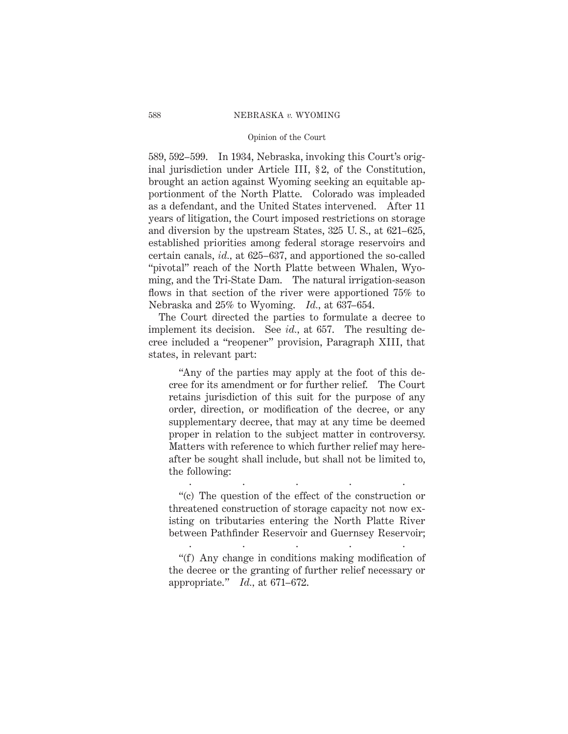589, 592–599. In 1934, Nebraska, invoking this Court's original jurisdiction under Article III, §2, of the Constitution, brought an action against Wyoming seeking an equitable apportionment of the North Platte. Colorado was impleaded as a defendant, and the United States intervened. After 11 years of litigation, the Court imposed restrictions on storage and diversion by the upstream States, 325 U. S., at 621–625, established priorities among federal storage reservoirs and certain canals, *id.*, at 625–637, and apportioned the so-called "pivotal" reach of the North Platte between Whalen, Wyoming, and the Tri-State Dam. The natural irrigation-season flows in that section of the river were apportioned 75% to Nebraska and 25% to Wyoming. *Id.*, at 637–654.

The Court directed the parties to formulate a decree to implement its decision. See *id.*, at 657. The resulting decree included a "reopener" provision, Paragraph XIII, that states, in relevant part:

> "Any of the parties may apply at the foot of this decree for its amendment or for further relief. The Court retains jurisdiction of this suit for the purpose of any order, direction, or modification of the decree, or any supplementary decree, that may at any time be deemed proper in relation to the subject matter in controversy. Matters with reference to which further relief may hereafter be sought shall include, but shall not be limited to, the following:
>
> . . . . .
>
> "(c) The question of the effect of the construction or threatened construction of storage capacity not now existing on tributaries entering the North Platte River between Pathfinder Reservoir and Guernsey Reservoir;
>
> . . . . .
>
> "(f) Any change in conditions making modification of the decree or the granting of further relief necessary or appropriate." *Id.*, at 671–672.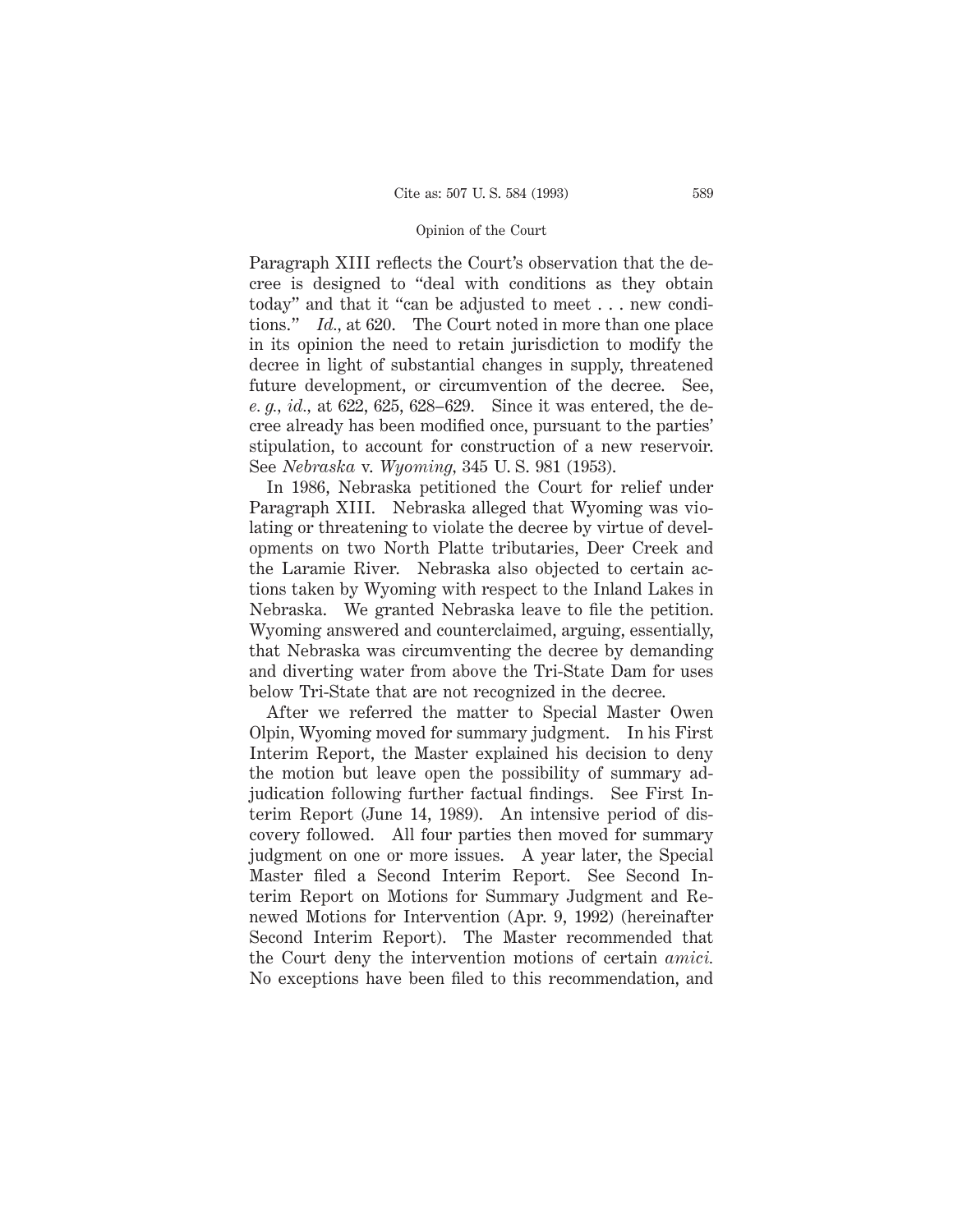Paragraph XIII reflects the Court's observation that the decree is designed to "deal with conditions as they obtain today" and that it "can be adjusted to meet . . . new conditions." *Id.*, at 620. The Court noted in more than one place in its opinion the need to retain jurisdiction to modify the decree in light of substantial changes in supply, threatened future development, or circumvention of the decree. See, *e. g.*, *id.*, at 622, 625, 628–629. Since it was entered, the decree already has been modified once, pursuant to the parties' stipulation, to account for construction of a new reservoir. See *Nebraska* v. *Wyoming*, 345 U. S. 981 (1953).

In 1986, Nebraska petitioned the Court for relief under Paragraph XIII. Nebraska alleged that Wyoming was violating or threatening to violate the decree by virtue of developments on two North Platte tributaries, Deer Creek and the Laramie River. Nebraska also objected to certain actions taken by Wyoming with respect to the Inland Lakes in Nebraska. We granted Nebraska leave to file the petition. Wyoming answered and counterclaimed, arguing, essentially, that Nebraska was circumventing the decree by demanding and diverting water from above the Tri-State Dam for uses below Tri-State that are not recognized in the decree.

After we referred the matter to Special Master Owen Olpin, Wyoming moved for summary judgment. In his First Interim Report, the Master explained his decision to deny the motion but leave open the possibility of summary adjudication following further factual findings. See First Interim Report (June 14, 1989). An intensive period of discovery followed. All four parties then moved for summary judgment on one or more issues. A year later, the Special Master filed a Second Interim Report. See Second Interim Report on Motions for Summary Judgment and Renewed Motions for Intervention (Apr. 9, 1992) (hereinafter Second Interim Report). The Master recommended that the Court deny the intervention motions of certain *amici.* No exceptions have been filed to this recommendation, and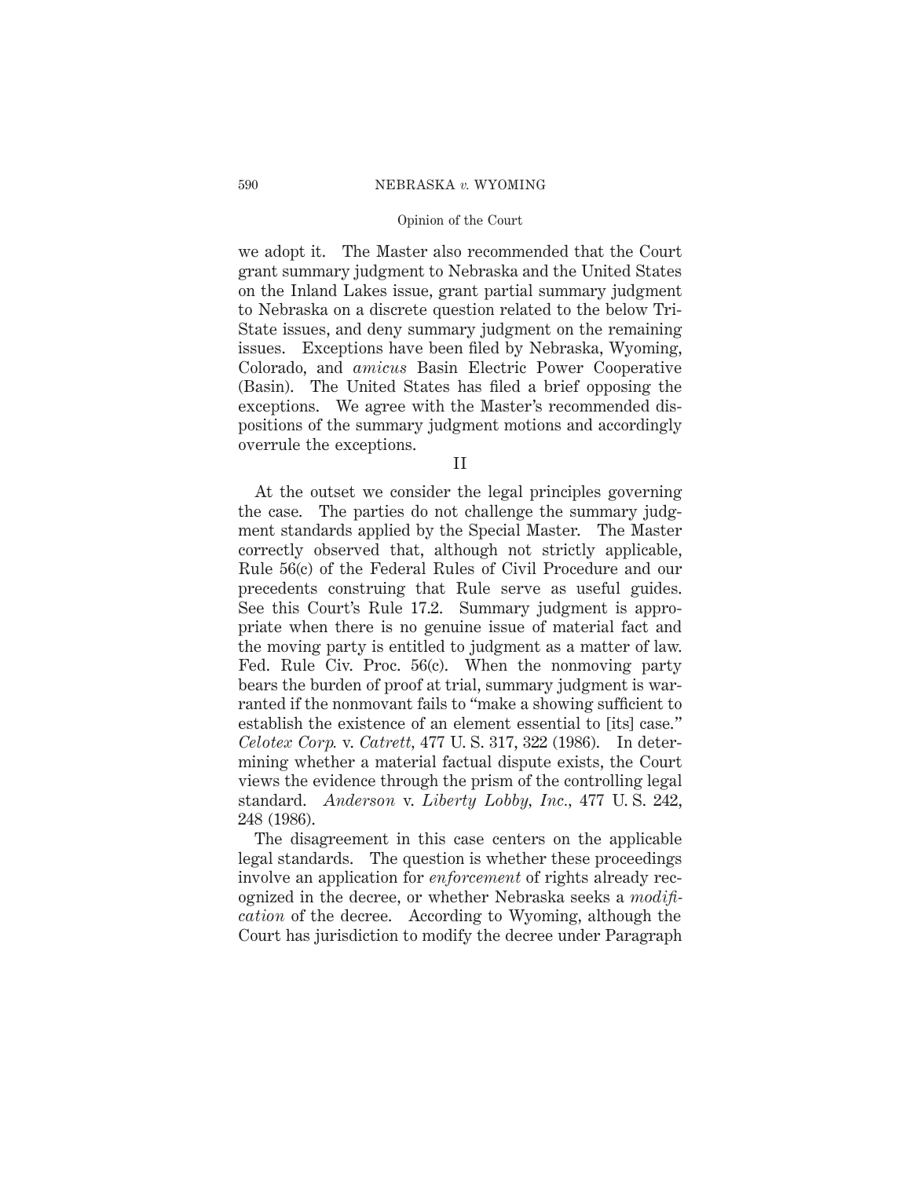we adopt it. The Master also recommended that the Court grant summary judgment to Nebraska and the United States on the Inland Lakes issue, grant partial summary judgment to Nebraska on a discrete question related to the below Tri-State issues, and deny summary judgment on the remaining issues. Exceptions have been filed by Nebraska, Wyoming, Colorado, and *amicus* Basin Electric Power Cooperative (Basin). The United States has filed a brief opposing the exceptions. We agree with the Master's recommended dispositions of the summary judgment motions and accordingly overrule the exceptions.

## II

At the outset we consider the legal principles governing the case. The parties do not challenge the summary judgment standards applied by the Special Master. The Master correctly observed that, although not strictly applicable, Rule 56(c) of the Federal Rules of Civil Procedure and our precedents construing that Rule serve as useful guides. See this Court's Rule 17.2. Summary judgment is appropriate when there is no genuine issue of material fact and the moving party is entitled to judgment as a matter of law. Fed. Rule Civ. Proc. 56(c). When the nonmoving party bears the burden of proof at trial, summary judgment is warranted if the nonmovant fails to "make a showing sufficient to establish the existence of an element essential to [its] case." *Celotex Corp.* v. *Catrett*, 477 U. S. 317, 322 (1986). In determining whether a material factual dispute exists, the Court views the evidence through the prism of the controlling legal standard. *Anderson* v. *Liberty Lobby, Inc.*, 477 U. S. 242, 248 (1986).

The disagreement in this case centers on the applicable legal standards. The question is whether these proceedings involve an application for *enforcement* of rights already recognized in the decree, or whether Nebraska seeks a *modification* of the decree. According to Wyoming, although the Court has jurisdiction to modify the decree under Paragraph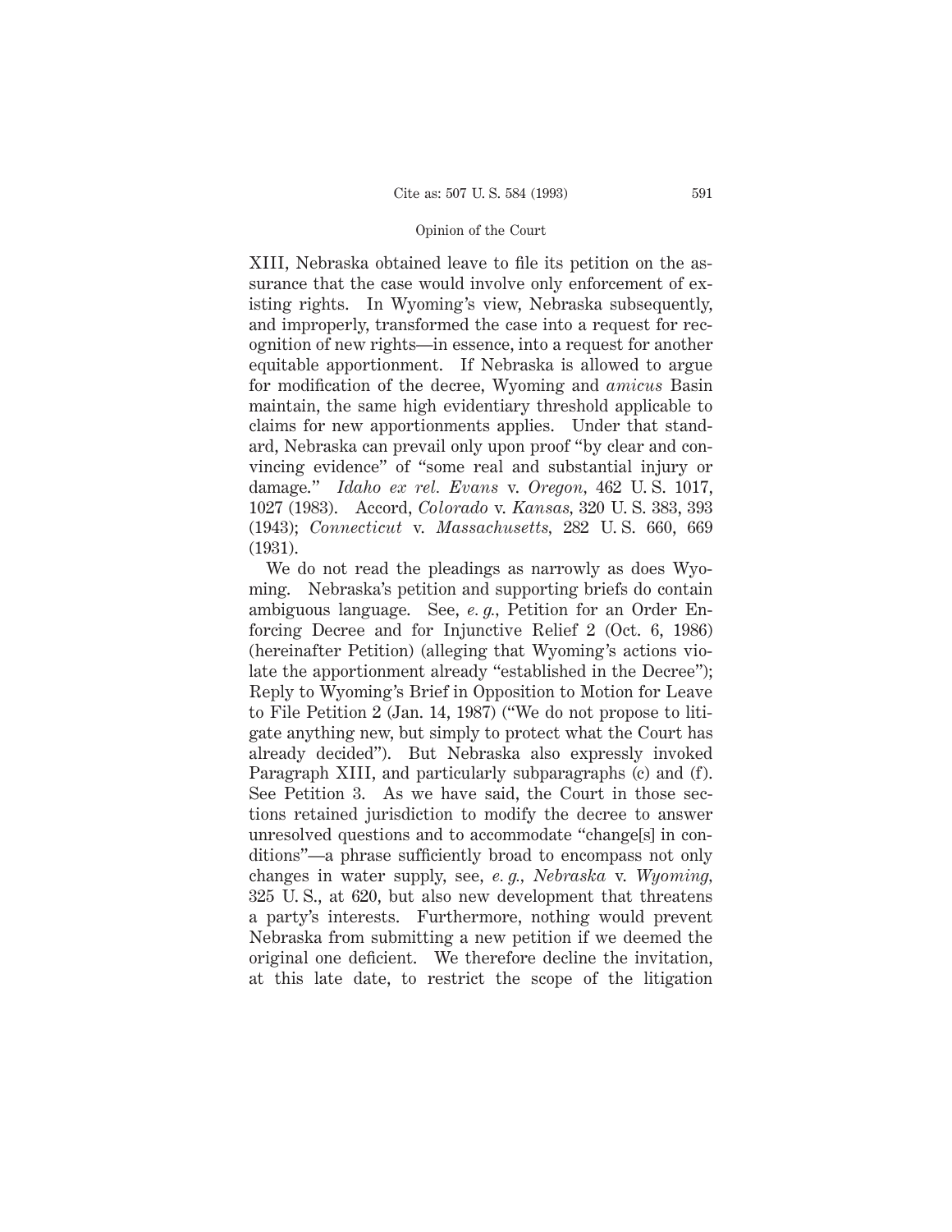XIII, Nebraska obtained leave to file its petition on the assurance that the case would involve only enforcement of existing rights. In Wyoming's view, Nebraska subsequently, and improperly, transformed the case into a request for recognition of new rights—in essence, into a request for another equitable apportionment. If Nebraska is allowed to argue for modification of the decree, Wyoming and *amicus* Basin maintain, the same high evidentiary threshold applicable to claims for new apportionments applies. Under that standard, Nebraska can prevail only upon proof "by clear and convincing evidence" of "some real and substantial injury or damage." *Idaho ex rel. Evans* v. *Oregon*, 462 U. S. 1017, 1027 (1983). Accord, *Colorado* v. *Kansas*, 320 U. S. 383, 393 (1943); *Connecticut* v. *Massachusetts*, 282 U. S. 660, 669 (1931).

We do not read the pleadings as narrowly as does Wyoming. Nebraska's petition and supporting briefs do contain ambiguous language. See, *e. g.*, Petition for an Order Enforcing Decree and for Injunctive Relief 2 (Oct. 6, 1986) (hereinafter Petition) (alleging that Wyoming's actions violate the apportionment already "established in the Decree"); Reply to Wyoming's Brief in Opposition to Motion for Leave to File Petition 2 (Jan. 14, 1987) ("We do not propose to litigate anything new, but simply to protect what the Court has already decided"). But Nebraska also expressly invoked Paragraph XIII, and particularly subparagraphs (c) and (f). See Petition 3. As we have said, the Court in those sections retained jurisdiction to modify the decree to answer unresolved questions and to accommodate "change[s] in conditions"—a phrase sufficiently broad to encompass not only changes in water supply, see, *e. g.*, *Nebraska* v. *Wyoming*, 325 U. S., at 620, but also new development that threatens a party's interests. Furthermore, nothing would prevent Nebraska from submitting a new petition if we deemed the original one deficient. We therefore decline the invitation, at this late date, to restrict the scope of the litigation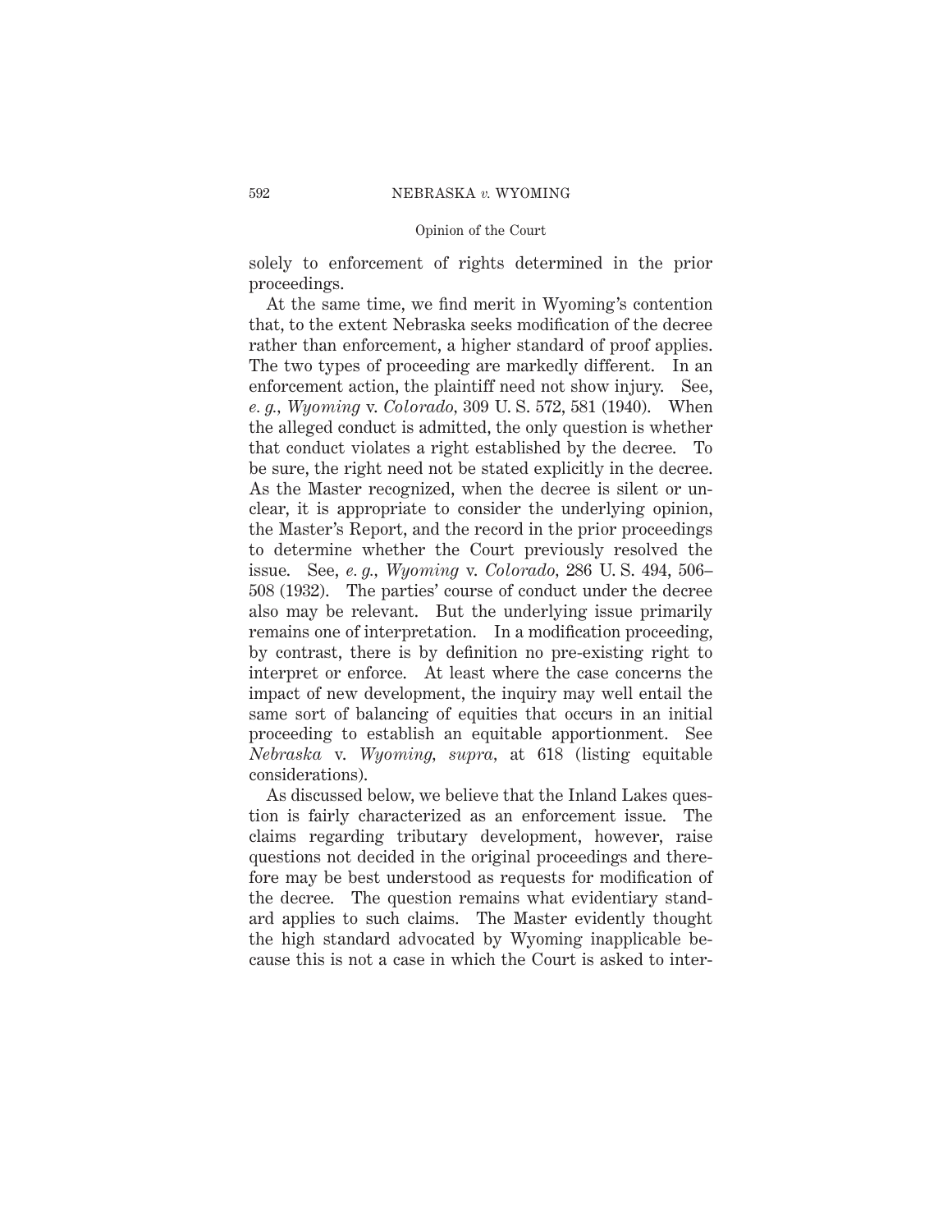solely to enforcement of rights determined in the prior proceedings.

At the same time, we find merit in Wyoming's contention that, to the extent Nebraska seeks modification of the decree rather than enforcement, a higher standard of proof applies. The two types of proceeding are markedly different. In an enforcement action, the plaintiff need not show injury. See, *e. g.*, *Wyoming* v. *Colorado*, 309 U. S. 572, 581 (1940). When the alleged conduct is admitted, the only question is whether that conduct violates a right established by the decree. To be sure, the right need not be stated explicitly in the decree. As the Master recognized, when the decree is silent or unclear, it is appropriate to consider the underlying opinion, the Master's Report, and the record in the prior proceedings to determine whether the Court previously resolved the issue. See, *e. g.*, *Wyoming* v. *Colorado*, 286 U. S. 494, 506–508 (1932). The parties' course of conduct under the decree also may be relevant. But the underlying issue primarily remains one of interpretation. In a modification proceeding, by contrast, there is by definition no pre-existing right to interpret or enforce. At least where the case concerns the impact of new development, the inquiry may well entail the same sort of balancing of equities that occurs in an initial proceeding to establish an equitable apportionment. See *Nebraska* v. *Wyoming*, *supra*, at 618 (listing equitable considerations).

As discussed below, we believe that the Inland Lakes question is fairly characterized as an enforcement issue. The claims regarding tributary development, however, raise questions not decided in the original proceedings and therefore may be best understood as requests for modification of the decree. The question remains what evidentiary standard applies to such claims. The Master evidently thought the high standard advocated by Wyoming inapplicable because this is not a case in which the Court is asked to inter-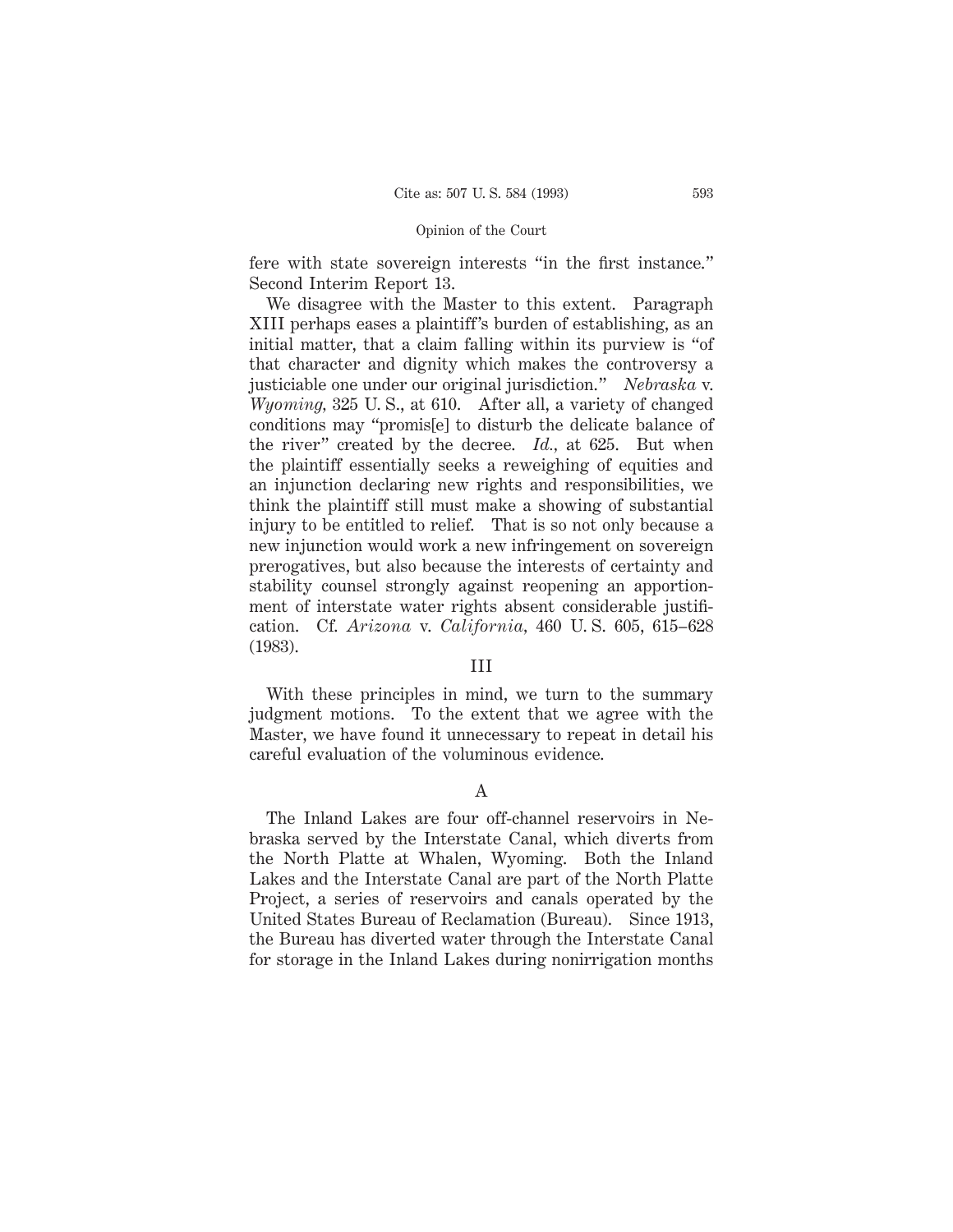fere with state sovereign interests "in the first instance." Second Interim Report 13.

We disagree with the Master to this extent. Paragraph XIII perhaps eases a plaintiff's burden of establishing, as an initial matter, that a claim falling within its purview is "of that character and dignity which makes the controversy a justiciable one under our original jurisdiction." *Nebraska* v. *Wyoming*, 325 U. S., at 610. After all, a variety of changed conditions may "promis[e] to disturb the delicate balance of the river" created by the decree. *Id.*, at 625. But when the plaintiff essentially seeks a reweighing of equities and an injunction declaring new rights and responsibilities, we think the plaintiff still must make a showing of substantial injury to be entitled to relief. That is so not only because a new injunction would work a new infringement on sovereign prerogatives, but also because the interests of certainty and stability counsel strongly against reopening an apportionment of interstate water rights absent considerable justification. Cf. *Arizona* v. *California*, 460 U. S. 605, 615–628 (1983).

## III

With these principles in mind, we turn to the summary judgment motions. To the extent that we agree with the Master, we have found it unnecessary to repeat in detail his careful evaluation of the voluminous evidence.

### A

The Inland Lakes are four off-channel reservoirs in Nebraska served by the Interstate Canal, which diverts from the North Platte at Whalen, Wyoming. Both the Inland Lakes and the Interstate Canal are part of the North Platte Project, a series of reservoirs and canals operated by the United States Bureau of Reclamation (Bureau). Since 1913, the Bureau has diverted water through the Interstate Canal for storage in the Inland Lakes during nonirrigation months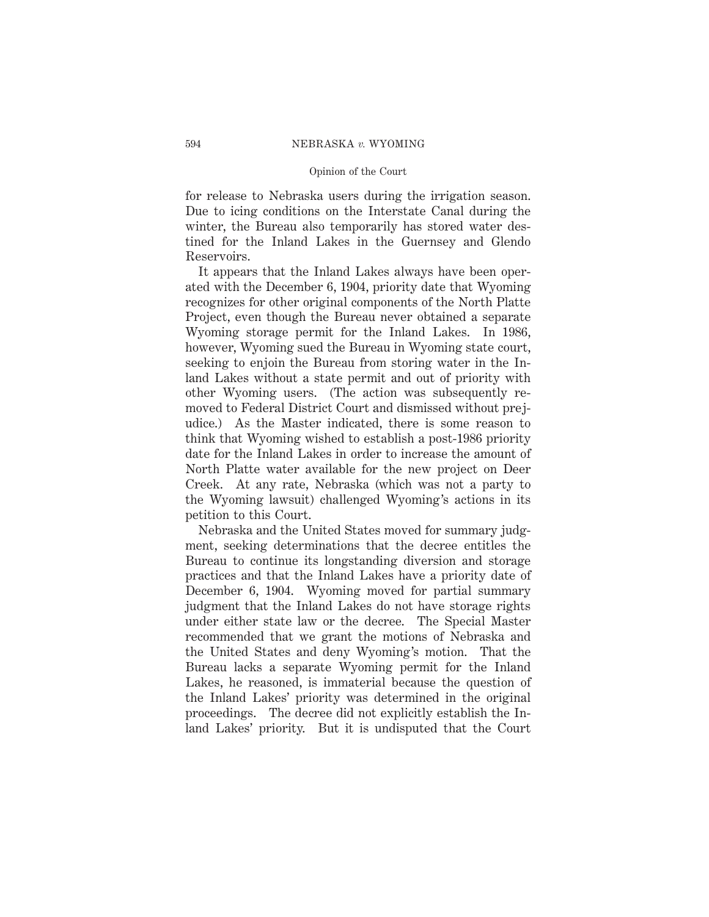for release to Nebraska users during the irrigation season. Due to icing conditions on the Interstate Canal during the winter, the Bureau also temporarily has stored water destined for the Inland Lakes in the Guernsey and Glendo Reservoirs.

It appears that the Inland Lakes always have been operated with the December 6, 1904, priority date that Wyoming recognizes for other original components of the North Platte Project, even though the Bureau never obtained a separate Wyoming storage permit for the Inland Lakes. In 1986, however, Wyoming sued the Bureau in Wyoming state court, seeking to enjoin the Bureau from storing water in the Inland Lakes without a state permit and out of priority with other Wyoming users. (The action was subsequently removed to Federal District Court and dismissed without prejudice.) As the Master indicated, there is some reason to think that Wyoming wished to establish a post-1986 priority date for the Inland Lakes in order to increase the amount of North Platte water available for the new project on Deer Creek. At any rate, Nebraska (which was not a party to the Wyoming lawsuit) challenged Wyoming's actions in its petition to this Court.

Nebraska and the United States moved for summary judgment, seeking determinations that the decree entitles the Bureau to continue its longstanding diversion and storage practices and that the Inland Lakes have a priority date of December 6, 1904. Wyoming moved for partial summary judgment that the Inland Lakes do not have storage rights under either state law or the decree. The Special Master recommended that we grant the motions of Nebraska and the United States and deny Wyoming's motion. That the Bureau lacks a separate Wyoming permit for the Inland Lakes, he reasoned, is immaterial because the question of the Inland Lakes' priority was determined in the original proceedings. The decree did not explicitly establish the Inland Lakes' priority. But it is undisputed that the Court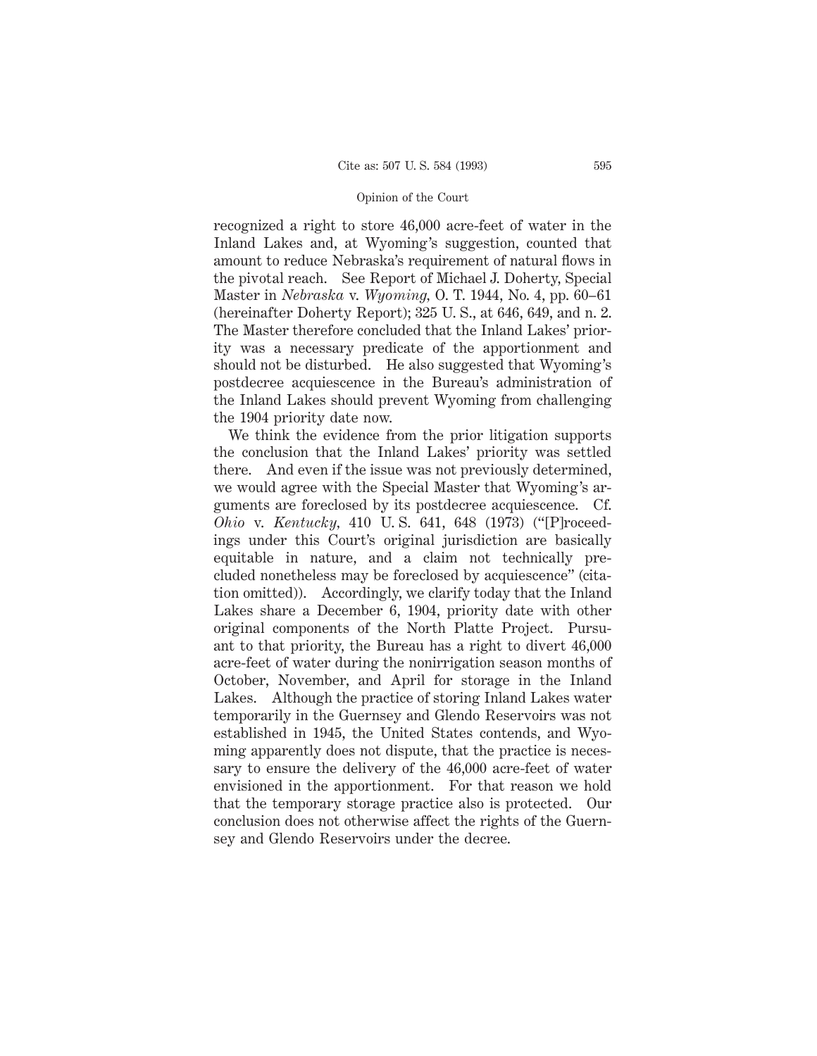recognized a right to store 46,000 acre-feet of water in the Inland Lakes and, at Wyoming's suggestion, counted that amount to reduce Nebraska's requirement of natural flows in the pivotal reach. See Report of Michael J. Doherty, Special Master in *Nebraska* v. *Wyoming,* O. T. 1944, No. 4, pp. 60–61 (hereinafter Doherty Report); 325 U. S., at 646, 649, and n. 2. The Master therefore concluded that the Inland Lakes' priority was a necessary predicate of the apportionment and should not be disturbed. He also suggested that Wyoming's postdecree acquiescence in the Bureau's administration of the Inland Lakes should prevent Wyoming from challenging the 1904 priority date now.

We think the evidence from the prior litigation supports the conclusion that the Inland Lakes' priority was settled there. And even if the issue was not previously determined, we would agree with the Special Master that Wyoming's arguments are foreclosed by its postdecree acquiescence. Cf. *Ohio* v. *Kentucky,* 410 U. S. 641, 648 (1973) ("[P]roceedings under this Court's original jurisdiction are basically equitable in nature, and a claim not technically precluded nonetheless may be foreclosed by acquiescence" (citation omitted)). Accordingly, we clarify today that the Inland Lakes share a December 6, 1904, priority date with other original components of the North Platte Project. Pursuant to that priority, the Bureau has a right to divert 46,000 acre-feet of water during the nonirrigation season months of October, November, and April for storage in the Inland Lakes. Although the practice of storing Inland Lakes water temporarily in the Guernsey and Glendo Reservoirs was not established in 1945, the United States contends, and Wyoming apparently does not dispute, that the practice is necessary to ensure the delivery of the 46,000 acre-feet of water envisioned in the apportionment. For that reason we hold that the temporary storage practice also is protected. Our conclusion does not otherwise affect the rights of the Guernsey and Glendo Reservoirs under the decree.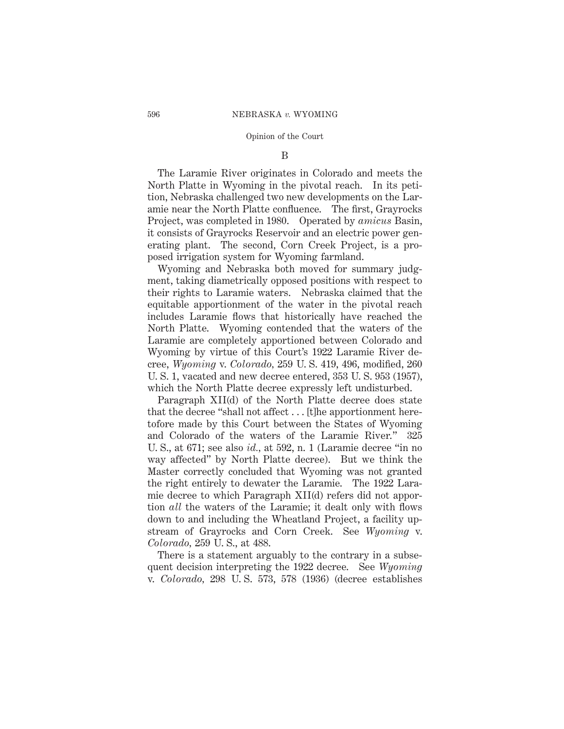## B

The Laramie River originates in Colorado and meets the North Platte in Wyoming in the pivotal reach. In its petition, Nebraska challenged two new developments on the Laramie near the North Platte confluence. The first, Grayrocks Project, was completed in 1980. Operated by *amicus* Basin, it consists of Grayrocks Reservoir and an electric power generating plant. The second, Corn Creek Project, is a proposed irrigation system for Wyoming farmland.

Wyoming and Nebraska both moved for summary judgment, taking diametrically opposed positions with respect to their rights to Laramie waters. Nebraska claimed that the equitable apportionment of the water in the pivotal reach includes Laramie flows that historically have reached the North Platte. Wyoming contended that the waters of the Laramie are completely apportioned between Colorado and Wyoming by virtue of this Court's 1922 Laramie River decree, *Wyoming* v. *Colorado*, 259 U. S. 419, 496, modified, 260 U. S. 1, vacated and new decree entered, 353 U. S. 953 (1957), which the North Platte decree expressly left undisturbed.

Paragraph XII(d) of the North Platte decree does state that the decree "shall not affect . . . [t]he apportionment heretofore made by this Court between the States of Wyoming and Colorado of the waters of the Laramie River." 325 U. S., at 671; see also *id.*, at 592, n. 1 (Laramie decree "in no way affected" by North Platte decree). But we think the Master correctly concluded that Wyoming was not granted the right entirely to dewater the Laramie. The 1922 Laramie decree to which Paragraph XII(d) refers did not apportion *all* the waters of the Laramie; it dealt only with flows down to and including the Wheatland Project, a facility upstream of Grayrocks and Corn Creek. See *Wyoming* v. *Colorado*, 259 U. S., at 488.

There is a statement arguably to the contrary in a subsequent decision interpreting the 1922 decree. See *Wyoming* v. *Colorado*, 298 U. S. 573, 578 (1936) (decree establishes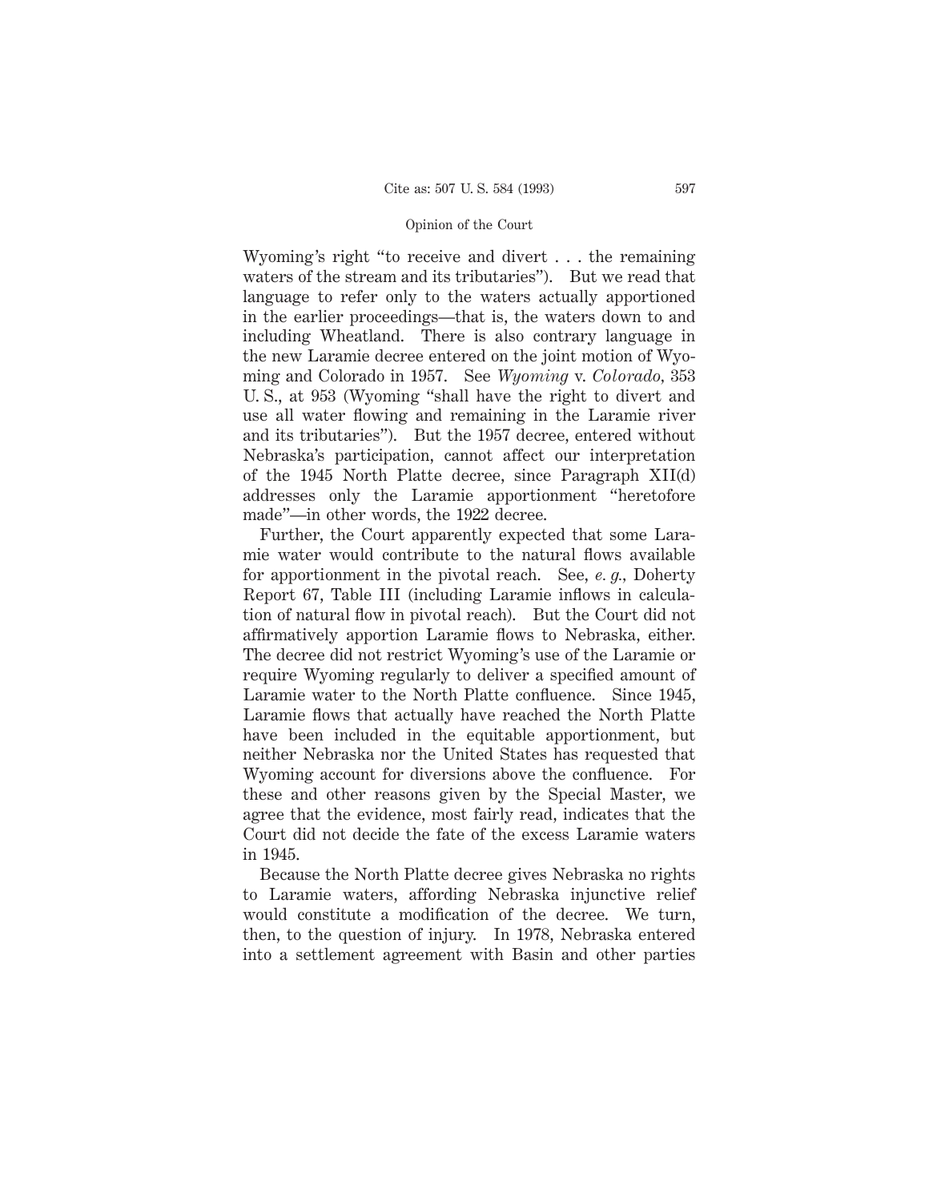Wyoming's right "to receive and divert . . . the remaining waters of the stream and its tributaries"). But we read that language to refer only to the waters actually apportioned in the earlier proceedings—that is, the waters down to and including Wheatland. There is also contrary language in the new Laramie decree entered on the joint motion of Wyoming and Colorado in 1957. See *Wyoming* v. *Colorado*, 353 U. S., at 953 (Wyoming "shall have the right to divert and use all water flowing and remaining in the Laramie river and its tributaries"). But the 1957 decree, entered without Nebraska's participation, cannot affect our interpretation of the 1945 North Platte decree, since Paragraph XII(d) addresses only the Laramie apportionment "heretofore made"—in other words, the 1922 decree.

Further, the Court apparently expected that some Laramie water would contribute to the natural flows available for apportionment in the pivotal reach. See, *e. g.*, Doherty Report 67, Table III (including Laramie inflows in calculation of natural flow in pivotal reach). But the Court did not affirmatively apportion Laramie flows to Nebraska, either. The decree did not restrict Wyoming's use of the Laramie or require Wyoming regularly to deliver a specified amount of Laramie water to the North Platte confluence. Since 1945, Laramie flows that actually have reached the North Platte have been included in the equitable apportionment, but neither Nebraska nor the United States has requested that Wyoming account for diversions above the confluence. For these and other reasons given by the Special Master, we agree that the evidence, most fairly read, indicates that the Court did not decide the fate of the excess Laramie waters in 1945.

Because the North Platte decree gives Nebraska no rights to Laramie waters, affording Nebraska injunctive relief would constitute a modification of the decree. We turn, then, to the question of injury. In 1978, Nebraska entered into a settlement agreement with Basin and other parties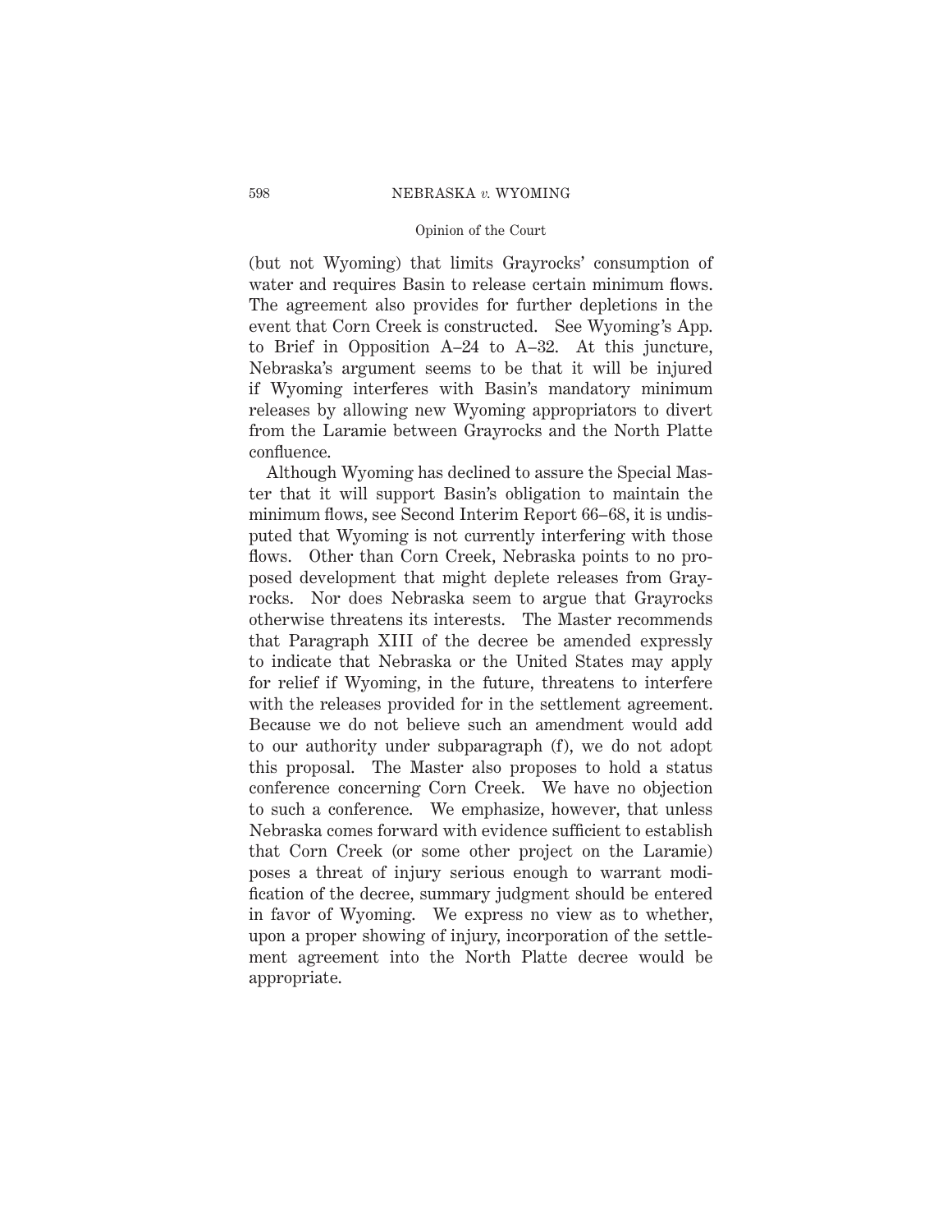(but not Wyoming) that limits Grayrocks' consumption of water and requires Basin to release certain minimum flows. The agreement also provides for further depletions in the event that Corn Creek is constructed. See Wyoming's App. to Brief in Opposition A–24 to A–32. At this juncture, Nebraska's argument seems to be that it will be injured if Wyoming interferes with Basin's mandatory minimum releases by allowing new Wyoming appropriators to divert from the Laramie between Grayrocks and the North Platte confluence.

Although Wyoming has declined to assure the Special Master that it will support Basin's obligation to maintain the minimum flows, see Second Interim Report 66–68, it is undisputed that Wyoming is not currently interfering with those flows. Other than Corn Creek, Nebraska points to no proposed development that might deplete releases from Grayrocks. Nor does Nebraska seem to argue that Grayrocks otherwise threatens its interests. The Master recommends that Paragraph XIII of the decree be amended expressly to indicate that Nebraska or the United States may apply for relief if Wyoming, in the future, threatens to interfere with the releases provided for in the settlement agreement. Because we do not believe such an amendment would add to our authority under subparagraph (f), we do not adopt this proposal. The Master also proposes to hold a status conference concerning Corn Creek. We have no objection to such a conference. We emphasize, however, that unless Nebraska comes forward with evidence sufficient to establish that Corn Creek (or some other project on the Laramie) poses a threat of injury serious enough to warrant modification of the decree, summary judgment should be entered in favor of Wyoming. We express no view as to whether, upon a proper showing of injury, incorporation of the settlement agreement into the North Platte decree would be appropriate.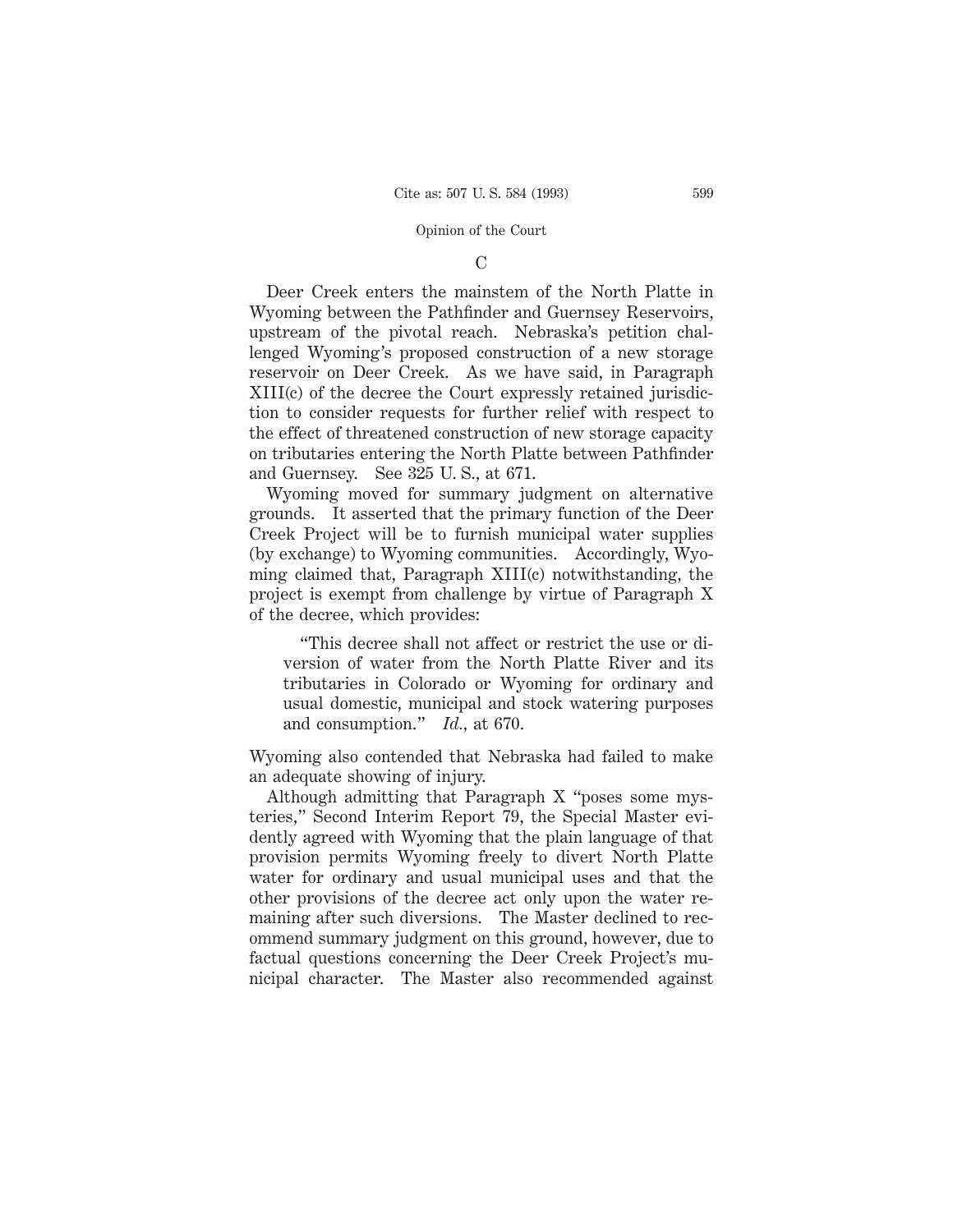### C

Deer Creek enters the mainstem of the North Platte in Wyoming between the Pathfinder and Guernsey Reservoirs, upstream of the pivotal reach. Nebraska's petition challenged Wyoming's proposed construction of a new storage reservoir on Deer Creek. As we have said, in Paragraph XIII(c) of the decree the Court expressly retained jurisdiction to consider requests for further relief with respect to the effect of threatened construction of new storage capacity on tributaries entering the North Platte between Pathfinder and Guernsey. See 325 U. S., at 671.

Wyoming moved for summary judgment on alternative grounds. It asserted that the primary function of the Deer Creek Project will be to furnish municipal water supplies (by exchange) to Wyoming communities. Accordingly, Wyoming claimed that, Paragraph XIII(c) notwithstanding, the project is exempt from challenge by virtue of Paragraph X of the decree, which provides:

> "This decree shall not affect or restrict the use or diversion of water from the North Platte River and its tributaries in Colorado or Wyoming for ordinary and usual domestic, municipal and stock watering purposes and consumption." *Id.*, at 670.

Wyoming also contended that Nebraska had failed to make an adequate showing of injury.

Although admitting that Paragraph X "poses some mysteries," Second Interim Report 79, the Special Master evidently agreed with Wyoming that the plain language of that provision permits Wyoming freely to divert North Platte water for ordinary and usual municipal uses and that the other provisions of the decree act only upon the water remaining after such diversions. The Master declined to recommend summary judgment on this ground, however, due to factual questions concerning the Deer Creek Project's municipal character. The Master also recommended against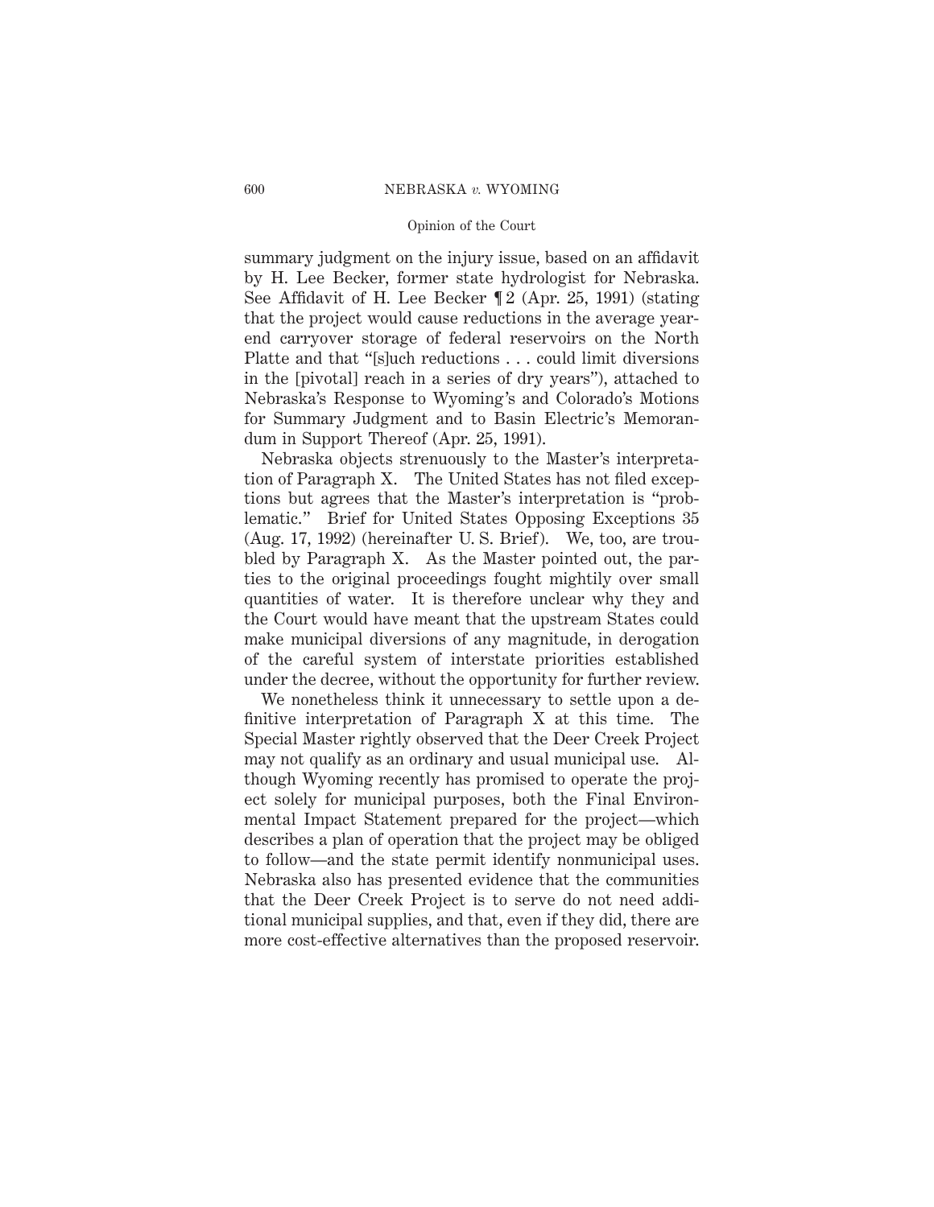summary judgment on the injury issue, based on an affidavit by H. Lee Becker, former state hydrologist for Nebraska. See Affidavit of H. Lee Becker ¶ 2 (Apr. 25, 1991) (stating that the project would cause reductions in the average year-end carryover storage of federal reservoirs on the North Platte and that "[s]uch reductions . . . could limit diversions in the [pivotal] reach in a series of dry years"), attached to Nebraska's Response to Wyoming's and Colorado's Motions for Summary Judgment and to Basin Electric's Memorandum in Support Thereof (Apr. 25, 1991).

Nebraska objects strenuously to the Master's interpretation of Paragraph X. The United States has not filed exceptions but agrees that the Master's interpretation is "problematic." Brief for United States Opposing Exceptions 35 (Aug. 17, 1992) (hereinafter U. S. Brief). We, too, are troubled by Paragraph X. As the Master pointed out, the parties to the original proceedings fought mightily over small quantities of water. It is therefore unclear why they and the Court would have meant that the upstream States could make municipal diversions of any magnitude, in derogation of the careful system of interstate priorities established under the decree, without the opportunity for further review.

We nonetheless think it unnecessary to settle upon a definitive interpretation of Paragraph X at this time. The Special Master rightly observed that the Deer Creek Project may not qualify as an ordinary and usual municipal use. Although Wyoming recently has promised to operate the project solely for municipal purposes, both the Final Environmental Impact Statement prepared for the project—which describes a plan of operation that the project may be obliged to follow—and the state permit identify nonmunicipal uses. Nebraska also has presented evidence that the communities that the Deer Creek Project is to serve do not need additional municipal supplies, and that, even if they did, there are more cost-effective alternatives than the proposed reservoir.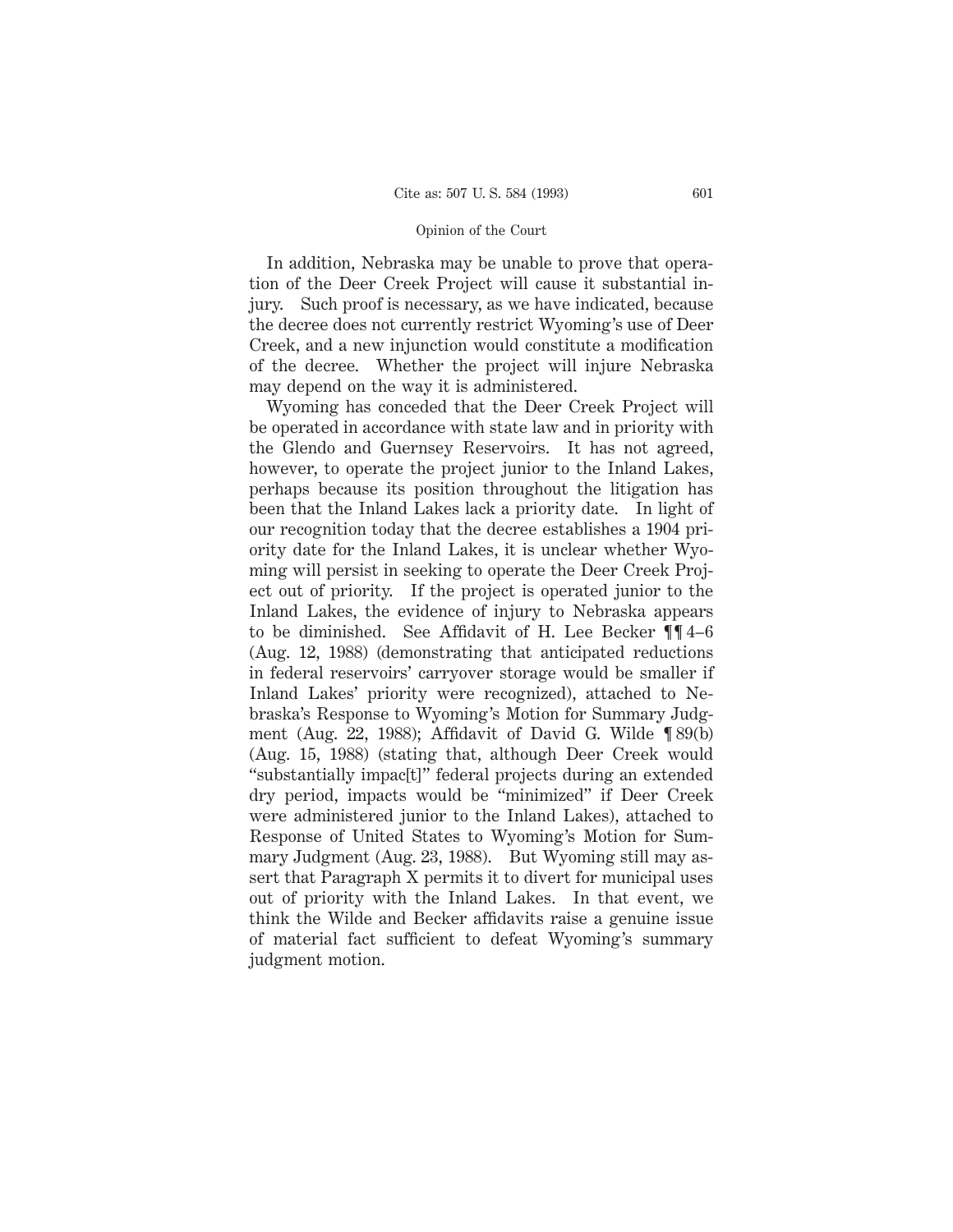In addition, Nebraska may be unable to prove that operation of the Deer Creek Project will cause it substantial injury. Such proof is necessary, as we have indicated, because the decree does not currently restrict Wyoming's use of Deer Creek, and a new injunction would constitute a modification of the decree. Whether the project will injure Nebraska may depend on the way it is administered.

Wyoming has conceded that the Deer Creek Project will be operated in accordance with state law and in priority with the Glendo and Guernsey Reservoirs. It has not agreed, however, to operate the project junior to the Inland Lakes, perhaps because its position throughout the litigation has been that the Inland Lakes lack a priority date. In light of our recognition today that the decree establishes a 1904 priority date for the Inland Lakes, it is unclear whether Wyoming will persist in seeking to operate the Deer Creek Project out of priority. If the project is operated junior to the Inland Lakes, the evidence of injury to Nebraska appears to be diminished. See Affidavit of H. Lee Becker ¶¶ 4–6 (Aug. 12, 1988) (demonstrating that anticipated reductions in federal reservoirs' carryover storage would be smaller if Inland Lakes' priority were recognized), attached to Nebraska's Response to Wyoming's Motion for Summary Judgment (Aug. 22, 1988); Affidavit of David G. Wilde ¶ 89(b) (Aug. 15, 1988) (stating that, although Deer Creek would "substantially impac[t]" federal projects during an extended dry period, impacts would be "minimized" if Deer Creek were administered junior to the Inland Lakes), attached to Response of United States to Wyoming's Motion for Summary Judgment (Aug. 23, 1988). But Wyoming still may assert that Paragraph X permits it to divert for municipal uses out of priority with the Inland Lakes. In that event, we think the Wilde and Becker affidavits raise a genuine issue of material fact sufficient to defeat Wyoming's summary judgment motion.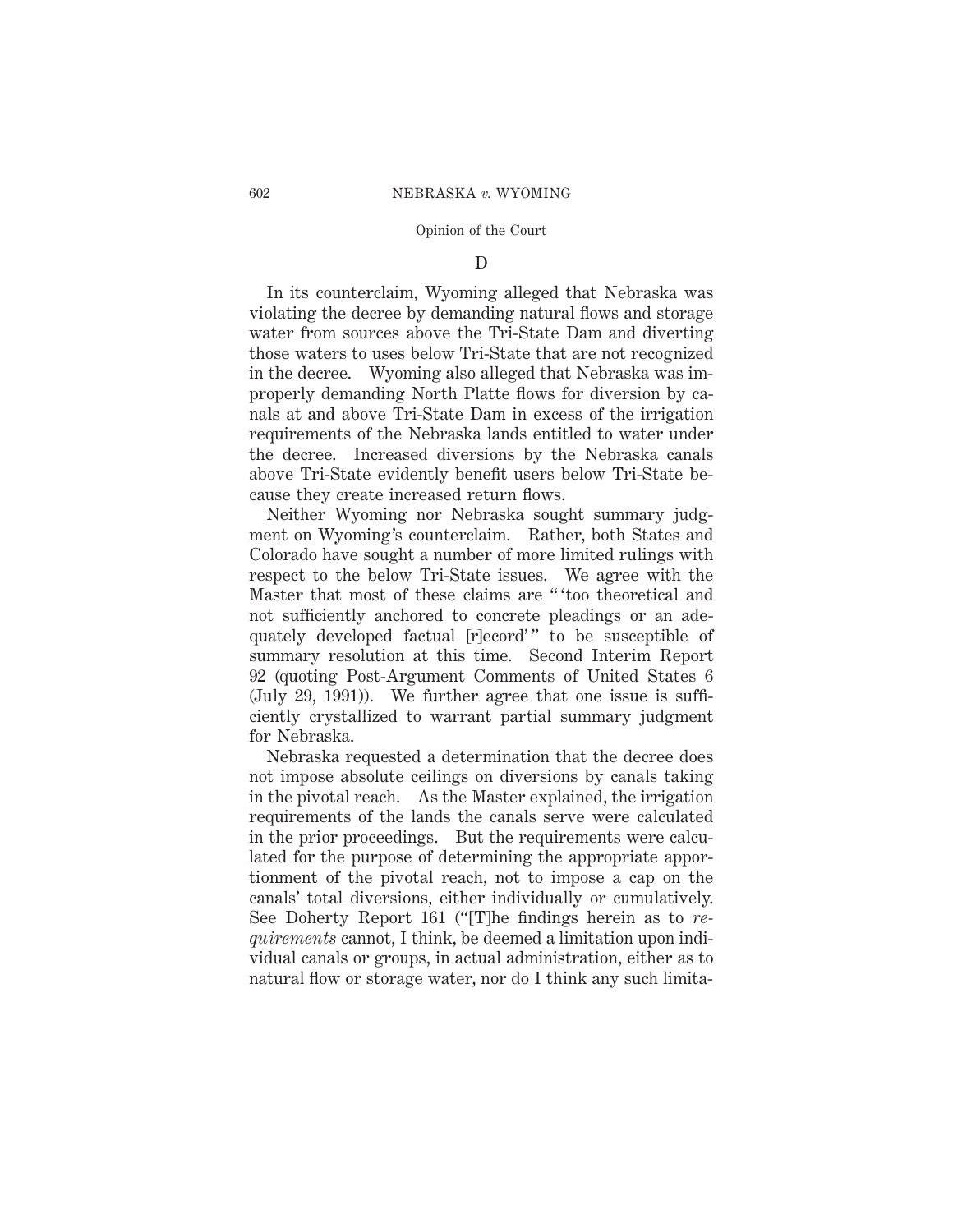D

In its counterclaim, Wyoming alleged that Nebraska was violating the decree by demanding natural flows and storage water from sources above the Tri-State Dam and diverting those waters to uses below Tri-State that are not recognized in the decree. Wyoming also alleged that Nebraska was improperly demanding North Platte flows for diversion by canals at and above Tri-State Dam in excess of the irrigation requirements of the Nebraska lands entitled to water under the decree. Increased diversions by the Nebraska canals above Tri-State evidently benefit users below Tri-State because they create increased return flows.

Neither Wyoming nor Nebraska sought summary judgment on Wyoming's counterclaim. Rather, both States and Colorado have sought a number of more limited rulings with respect to the below Tri-State issues. We agree with the Master that most of these claims are " 'too theoretical and not sufficiently anchored to concrete pleadings or an adequately developed factual [r]ecord' " to be susceptible of summary resolution at this time. Second Interim Report 92 (quoting Post-Argument Comments of United States 6 (July 29, 1991)). We further agree that one issue is sufficiently crystallized to warrant partial summary judgment for Nebraska.

Nebraska requested a determination that the decree does not impose absolute ceilings on diversions by canals taking in the pivotal reach. As the Master explained, the irrigation requirements of the lands the canals serve were calculated in the prior proceedings. But the requirements were calculated for the purpose of determining the appropriate apportionment of the pivotal reach, not to impose a cap on the canals' total diversions, either individually or cumulatively. See Doherty Report 161 ("[T]he findings herein as to *requirements* cannot, I think, be deemed a limitation upon individual canals or groups, in actual administration, either as to natural flow or storage water, nor do I think any such limita-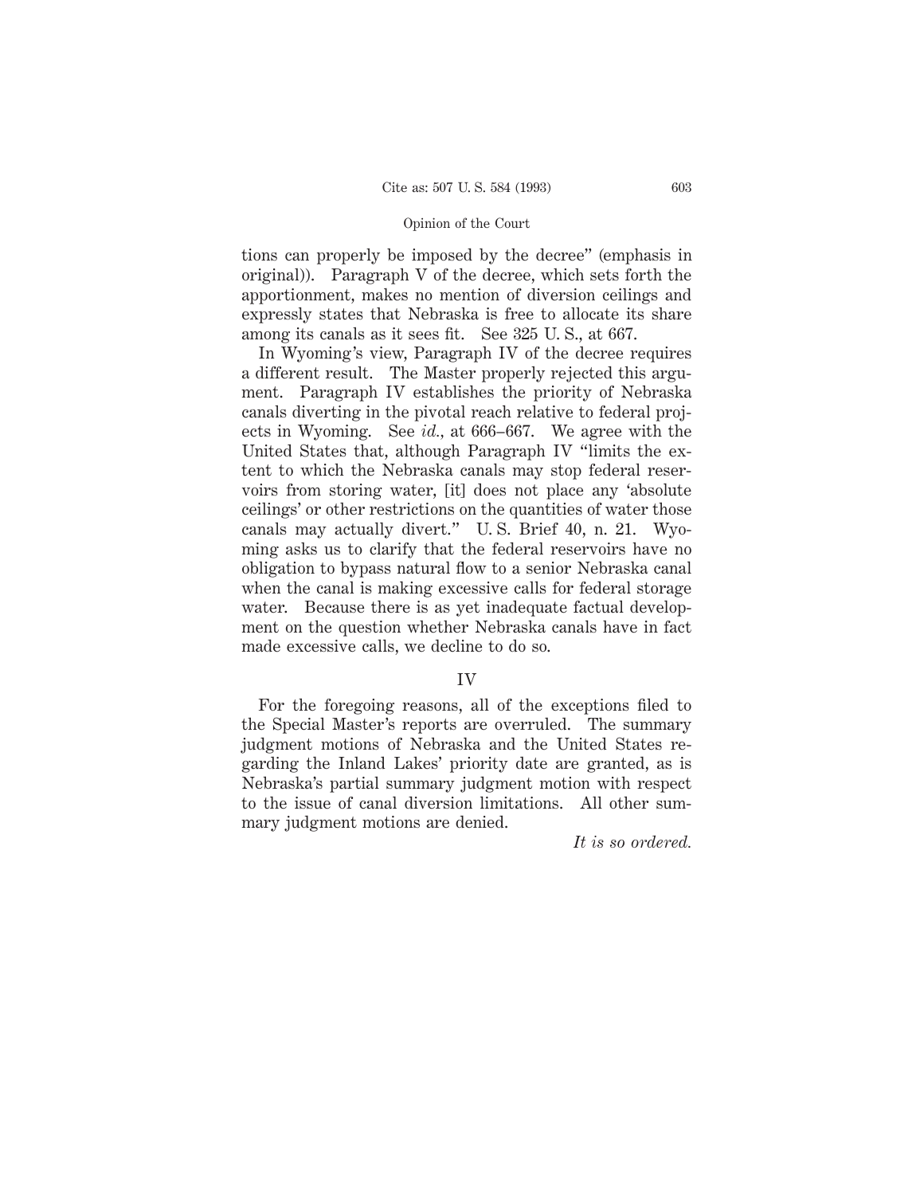tions can properly be imposed by the decree" (emphasis in original)). Paragraph V of the decree, which sets forth the apportionment, makes no mention of diversion ceilings and expressly states that Nebraska is free to allocate its share among its canals as it sees fit. See 325 U. S., at 667.

In Wyoming's view, Paragraph IV of the decree requires a different result. The Master properly rejected this argument. Paragraph IV establishes the priority of Nebraska canals diverting in the pivotal reach relative to federal projects in Wyoming. See *id.*, at 666–667. We agree with the United States that, although Paragraph IV "limits the extent to which the Nebraska canals may stop federal reservoirs from storing water, [it] does not place any 'absolute ceilings' or other restrictions on the quantities of water those canals may actually divert." U. S. Brief 40, n. 21. Wyoming asks us to clarify that the federal reservoirs have no obligation to bypass natural flow to a senior Nebraska canal when the canal is making excessive calls for federal storage water. Because there is as yet inadequate factual development on the question whether Nebraska canals have in fact made excessive calls, we decline to do so.

## IV

For the foregoing reasons, all of the exceptions filed to the Special Master's reports are overruled. The summary judgment motions of Nebraska and the United States regarding the Inland Lakes' priority date are granted, as is Nebraska's partial summary judgment motion with respect to the issue of canal diversion limitations. All other summary judgment motions are denied.

*It is so ordered.*